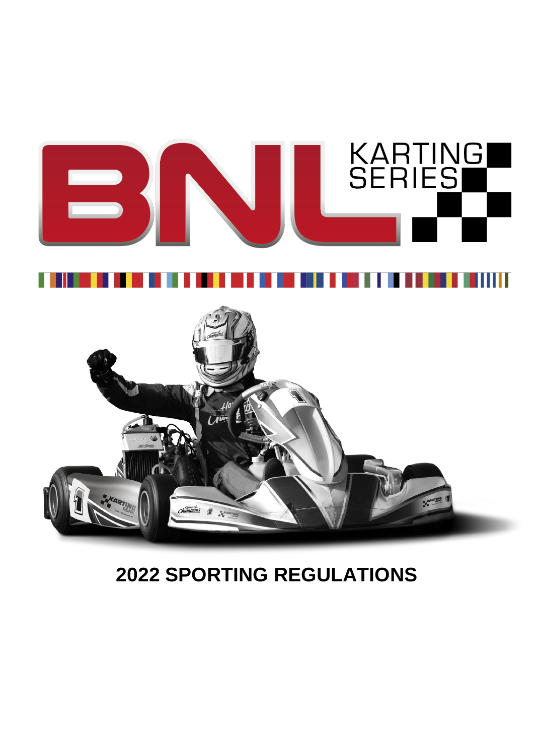# BNL KARTING SERIES

## 2022 SPORTING REGULATIONS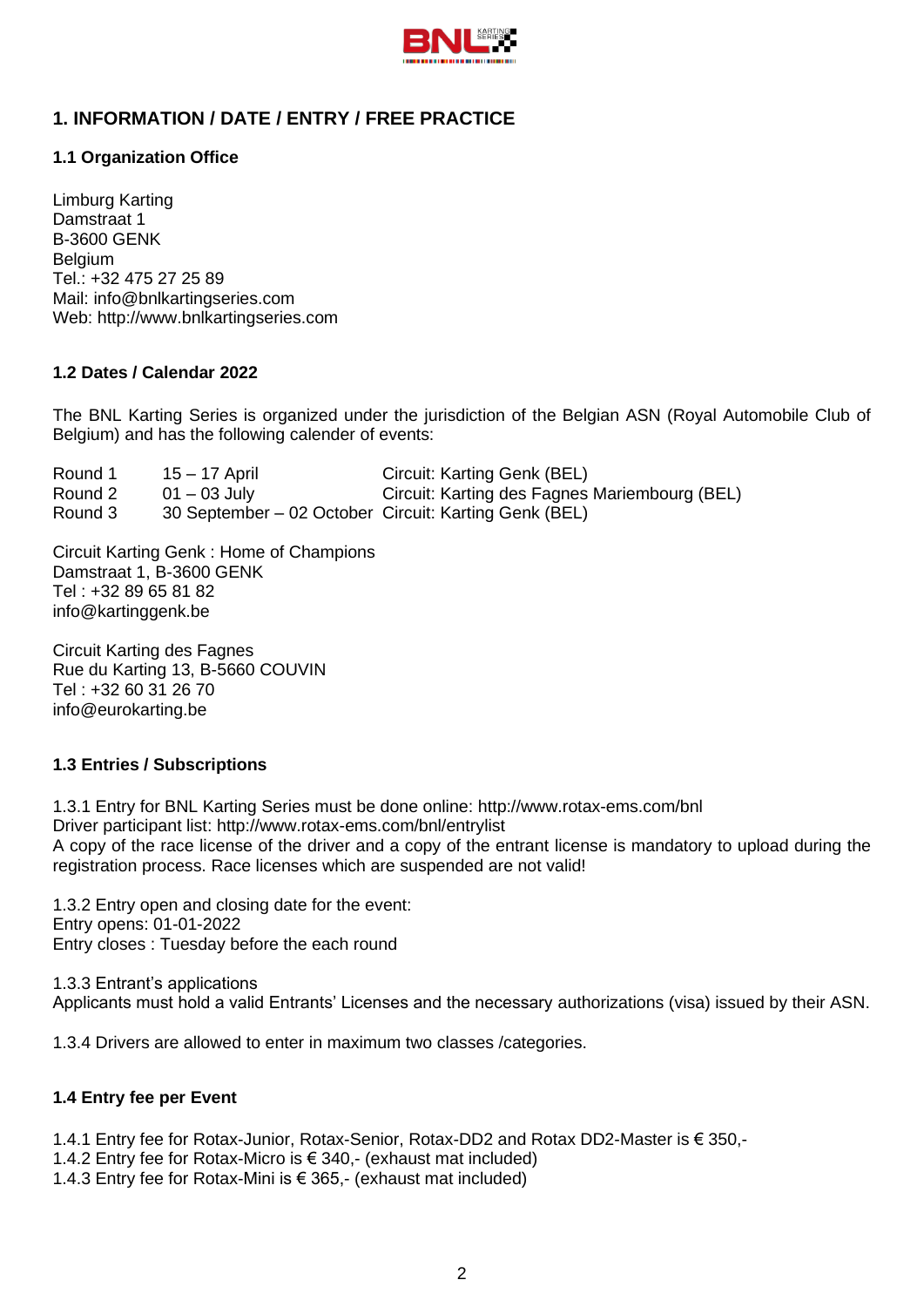## 1. INFORMATION / DATE / ENTRY / FREE PRACTICE

### 1.1 Organization Office

Limburg Karting
Damstraat 1
B-3600 GENK
Belgium
Tel.: +32 475 27 25 89
Mail: info@bnlkartingseries.com
Web: http://www.bnlkartingseries.com

### 1.2 Dates / Calendar 2022

The BNL Karting Series is organized under the jurisdiction of the Belgian ASN (Royal Automobile Club of Belgium) and has the following calender of events:

| | | |
|---|---|---|
| Round 1 | 15 – 17 April | Circuit: Karting Genk (BEL) |
| Round 2 | 01 – 03 July | Circuit: Karting des Fagnes Mariembourg (BEL) |
| Round 3 | 30 September – 02 October | Circuit: Karting Genk (BEL) |

Circuit Karting Genk : Home of Champions
Damstraat 1, B-3600 GENK
Tel : +32 89 65 81 82
info@kartinggenk.be

Circuit Karting des Fagnes
Rue du Karting 13, B-5660 COUVIN
Tel : +32 60 31 26 70
info@eurokarting.be

### 1.3 Entries / Subscriptions

1.3.1 Entry for BNL Karting Series must be done online: http://www.rotax-ems.com/bnl
Driver participant list: http://www.rotax-ems.com/bnl/entrylist
A copy of the race license of the driver and a copy of the entrant license is mandatory to upload during the registration process. Race licenses which are suspended are not valid!

1.3.2 Entry open and closing date for the event:
Entry opens: 01-01-2022
Entry closes : Tuesday before the each round

1.3.3 Entrant's applications
Applicants must hold a valid Entrants' Licenses and the necessary authorizations (visa) issued by their ASN.

1.3.4 Drivers are allowed to enter in maximum two classes /categories.

### 1.4 Entry fee per Event

1.4.1 Entry fee for Rotax-Junior, Rotax-Senior, Rotax-DD2 and Rotax DD2-Master is € 350,-
1.4.2 Entry fee for Rotax-Micro is € 340,- (exhaust mat included)
1.4.3 Entry fee for Rotax-Mini is € 365,- (exhaust mat included)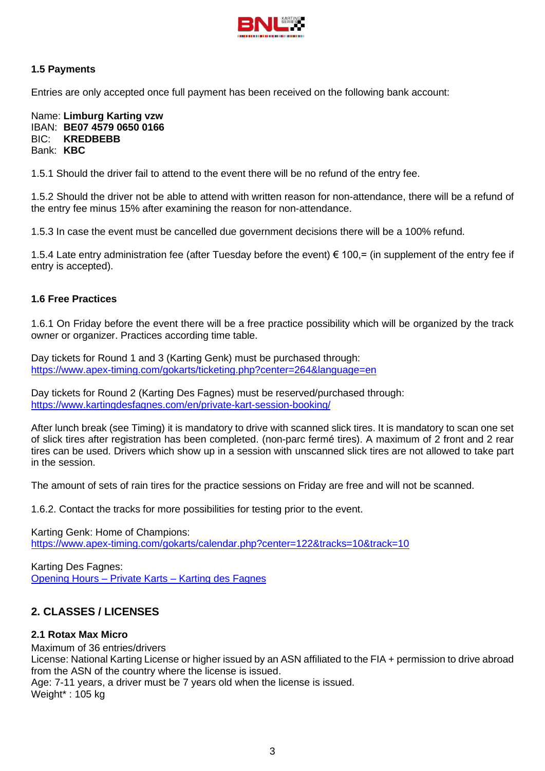### 1.5 Payments

Entries are only accepted once full payment has been received on the following bank account:

Name: **Limburg Karting vzw**
IBAN: **BE07 4579 0650 0166**
BIC: **KREDBEBB**
Bank: **KBC**

1.5.1 Should the driver fail to attend to the event there will be no refund of the entry fee.

1.5.2 Should the driver not be able to attend with written reason for non-attendance, there will be a refund of the entry fee minus 15% after examining the reason for non-attendance.

1.5.3 In case the event must be cancelled due government decisions there will be a 100% refund.

1.5.4 Late entry administration fee (after Tuesday before the event) € 100,= (in supplement of the entry fee if entry is accepted).

### 1.6 Free Practices

1.6.1 On Friday before the event there will be a free practice possibility which will be organized by the track owner or organizer. Practices according time table.

Day tickets for Round 1 and 3 (Karting Genk) must be purchased through:
[https://www.apex-timing.com/gokarts/ticketing.php?center=264&language=en](https://www.apex-timing.com/gokarts/ticketing.php?center=264&language=en)

Day tickets for Round 2 (Karting Des Fagnes) must be reserved/purchased through:
[https://www.kartingdesfagnes.com/en/private-kart-session-booking/](https://www.kartingdesfagnes.com/en/private-kart-session-booking/)

After lunch break (see Timing) it is mandatory to drive with scanned slick tires. It is mandatory to scan one set of slick tires after registration has been completed. (non-parc fermé tires). A maximum of 2 front and 2 rear tires can be used. Drivers which show up in a session with unscanned slick tires are not allowed to take part in the session.

The amount of sets of rain tires for the practice sessions on Friday are free and will not be scanned.

1.6.2. Contact the tracks for more possibilities for testing prior to the event.

Karting Genk: Home of Champions:
[https://www.apex-timing.com/gokarts/calendar.php?center=122&tracks=10&track=10](https://www.apex-timing.com/gokarts/calendar.php?center=122&tracks=10&track=10)

Karting Des Fagnes:
Opening Hours – Private Karts – Karting des Fagnes

## 2. CLASSES / LICENSES

### 2.1 Rotax Max Micro

Maximum of 36 entries/drivers
License: National Karting License or higher issued by an ASN affiliated to the FIA + permission to drive abroad from the ASN of the country where the license is issued.
Age: 7-11 years, a driver must be 7 years old when the license is issued.
Weight* : 105 kg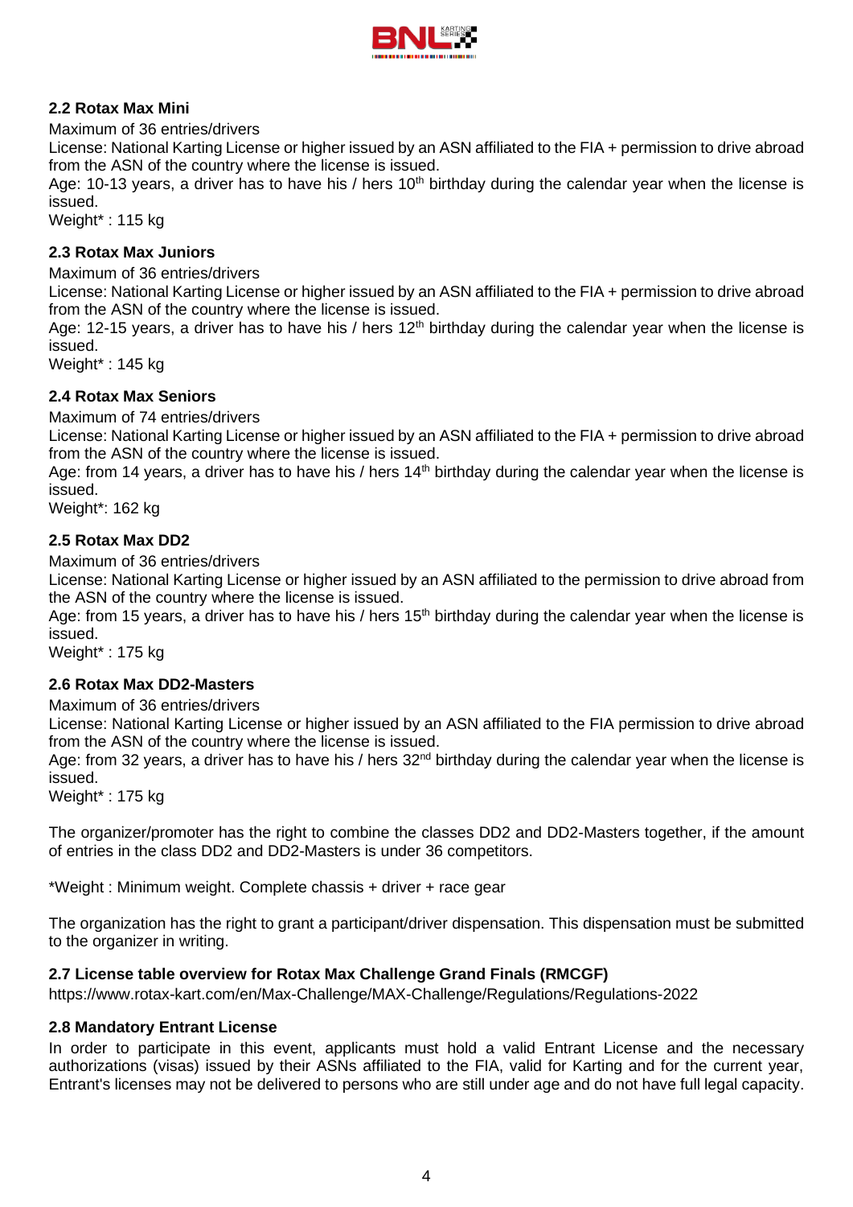### 2.2 Rotax Max Mini

Maximum of 36 entries/drivers

License: National Karting License or higher issued by an ASN affiliated to the FIA + permission to drive abroad from the ASN of the country where the license is issued.

Age: 10-13 years, a driver has to have his / hers 10th birthday during the calendar year when the license is issued.

Weight* : 115 kg

### 2.3 Rotax Max Juniors

Maximum of 36 entries/drivers

License: National Karting License or higher issued by an ASN affiliated to the FIA + permission to drive abroad from the ASN of the country where the license is issued.

Age: 12-15 years, a driver has to have his / hers 12th birthday during the calendar year when the license is issued.

Weight* : 145 kg

### 2.4 Rotax Max Seniors

Maximum of 74 entries/drivers

License: National Karting License or higher issued by an ASN affiliated to the FIA + permission to drive abroad from the ASN of the country where the license is issued.

Age: from 14 years, a driver has to have his / hers 14th birthday during the calendar year when the license is issued.

Weight*: 162 kg

### 2.5 Rotax Max DD2

Maximum of 36 entries/drivers

License: National Karting License or higher issued by an ASN affiliated to the permission to drive abroad from the ASN of the country where the license is issued.

Age: from 15 years, a driver has to have his / hers 15th birthday during the calendar year when the license is issued.

Weight* : 175 kg

### 2.6 Rotax Max DD2-Masters

Maximum of 36 entries/drivers

License: National Karting License or higher issued by an ASN affiliated to the FIA permission to drive abroad from the ASN of the country where the license is issued.

Age: from 32 years, a driver has to have his / hers 32nd birthday during the calendar year when the license is issued.

Weight* : 175 kg

The organizer/promoter has the right to combine the classes DD2 and DD2-Masters together, if the amount of entries in the class DD2 and DD2-Masters is under 36 competitors.

*Weight : Minimum weight. Complete chassis + driver + race gear

The organization has the right to grant a participant/driver dispensation. This dispensation must be submitted to the organizer in writing.

### 2.7 License table overview for Rotax Max Challenge Grand Finals (RMCGF)

https://www.rotax-kart.com/en/Max-Challenge/MAX-Challenge/Regulations/Regulations-2022

### 2.8 Mandatory Entrant License

In order to participate in this event, applicants must hold a valid Entrant License and the necessary authorizations (visas) issued by their ASNs affiliated to the FIA, valid for Karting and for the current year, Entrant's licenses may not be delivered to persons who are still under age and do not have full legal capacity.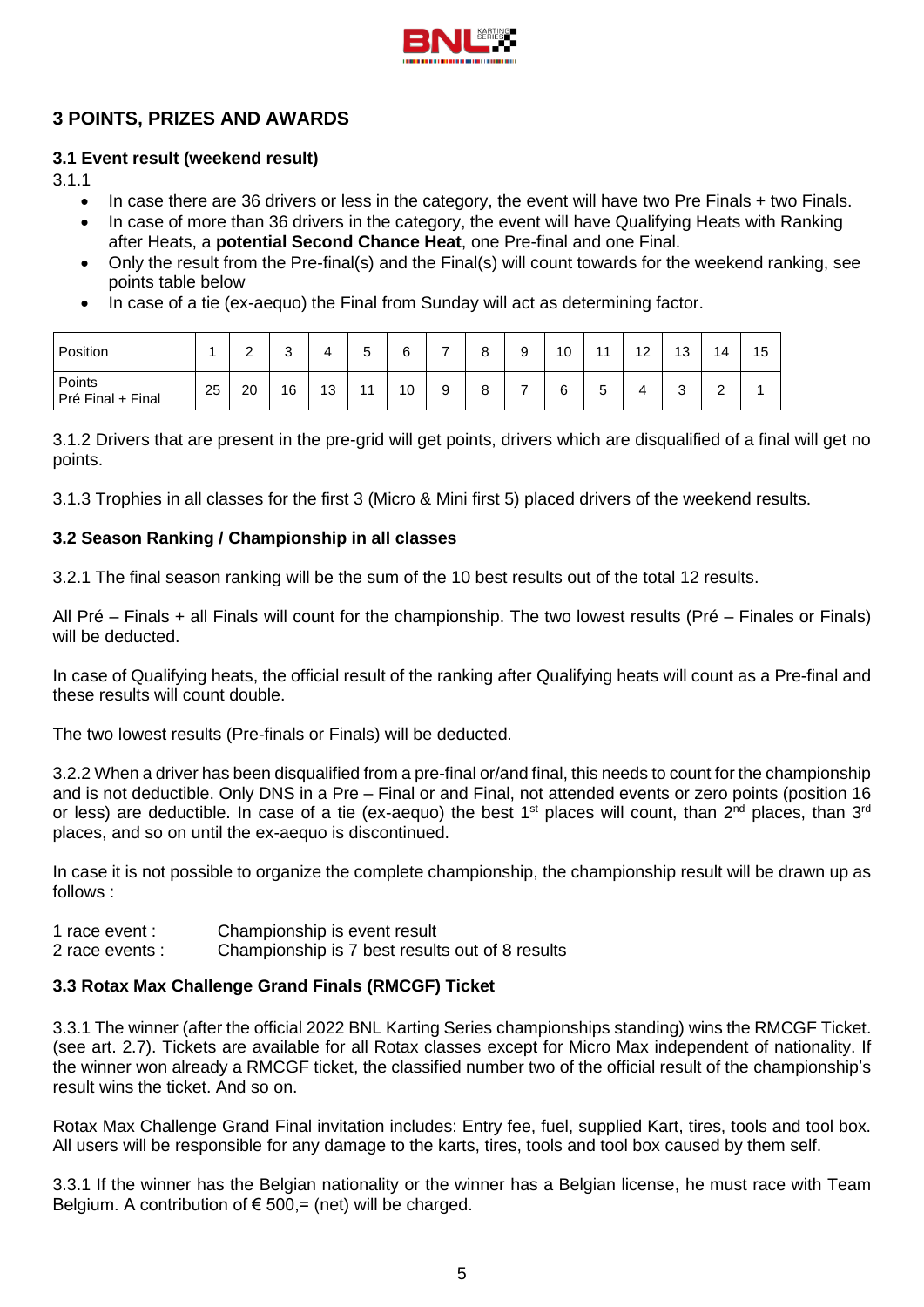## 3 POINTS, PRIZES AND AWARDS

### 3.1 Event result (weekend result)

3.1.1

- In case there are 36 drivers or less in the category, the event will have two Pre Finals + two Finals.
- In case of more than 36 drivers in the category, the event will have Qualifying Heats with Ranking after Heats, a **potential Second Chance Heat**, one Pre-final and one Final.
- Only the result from the Pre-final(s) and the Final(s) will count towards for the weekend ranking, see points table below
- In case of a tie (ex-aequo) the Final from Sunday will act as determining factor.

| Position | 1 | 2 | 3 | 4 | 5 | 6 | 7 | 8 | 9 | 10 | 11 | 12 | 13 | 14 | 15 |
|---|---|---|---|---|---|---|---|---|---|---|---|---|---|---|---|
| Points Pré Final + Final | 25 | 20 | 16 | 13 | 11 | 10 | 9 | 8 | 7 | 6 | 5 | 4 | 3 | 2 | 1 |

3.1.2 Drivers that are present in the pre-grid will get points, drivers which are disqualified of a final will get no points.

3.1.3 Trophies in all classes for the first 3 (Micro & Mini first 5) placed drivers of the weekend results.

### 3.2 Season Ranking / Championship in all classes

3.2.1 The final season ranking will be the sum of the 10 best results out of the total 12 results.

All Pré – Finals + all Finals will count for the championship. The two lowest results (Pré – Finales or Finals) will be deducted.

In case of Qualifying heats, the official result of the ranking after Qualifying heats will count as a Pre-final and these results will count double.

The two lowest results (Pre-finals or Finals) will be deducted.

3.2.2 When a driver has been disqualified from a pre-final or/and final, this needs to count for the championship and is not deductible. Only DNS in a Pre – Final or and Final, not attended events or zero points (position 16 or less) are deductible. In case of a tie (ex-aequo) the best 1st places will count, than 2nd places, than 3rd places, and so on until the ex-aequo is discontinued.

In case it is not possible to organize the complete championship, the championship result will be drawn up as follows :

1 race event : Championship is event result
2 race events : Championship is 7 best results out of 8 results

### 3.3 Rotax Max Challenge Grand Finals (RMCGF) Ticket

3.3.1 The winner (after the official 2022 BNL Karting Series championships standing) wins the RMCGF Ticket. (see art. 2.7). Tickets are available for all Rotax classes except for Micro Max independent of nationality. If the winner won already a RMCGF ticket, the classified number two of the official result of the championship's result wins the ticket. And so on.

Rotax Max Challenge Grand Final invitation includes: Entry fee, fuel, supplied Kart, tires, tools and tool box. All users will be responsible for any damage to the karts, tires, tools and tool box caused by them self.

3.3.1 If the winner has the Belgian nationality or the winner has a Belgian license, he must race with Team Belgium. A contribution of € 500,= (net) will be charged.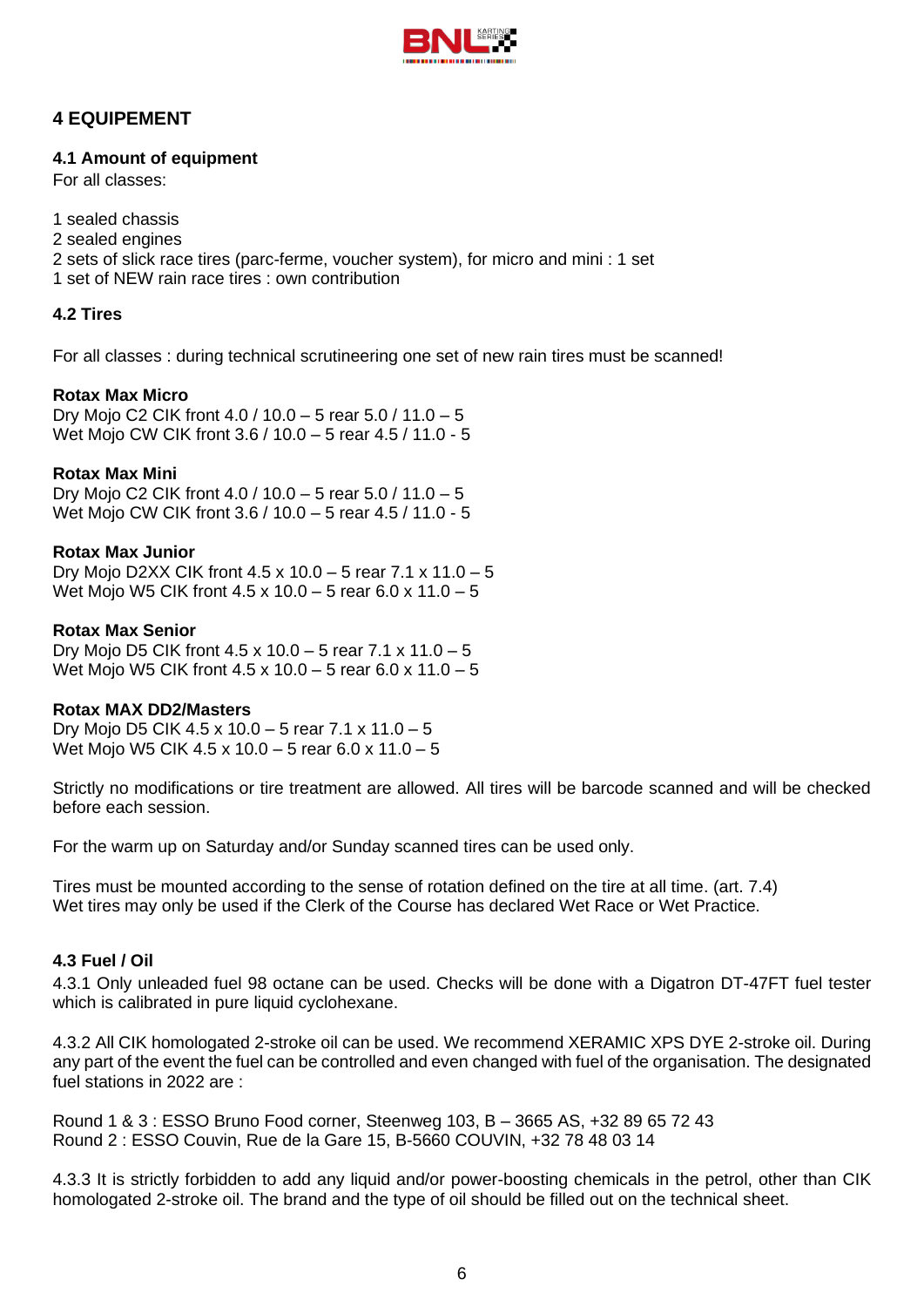## 4 EQUIPEMENT

### 4.1 Amount of equipment

For all classes:

1 sealed chassis
2 sealed engines
2 sets of slick race tires (parc-ferme, voucher system), for micro and mini : 1 set
1 set of NEW rain race tires : own contribution

### 4.2 Tires

For all classes : during technical scrutineering one set of new rain tires must be scanned!

**Rotax Max Micro**
Dry Mojo C2 CIK front 4.0 / 10.0 – 5 rear 5.0 / 11.0 – 5
Wet Mojo CW CIK front 3.6 / 10.0 – 5 rear 4.5 / 11.0 - 5

**Rotax Max Mini**
Dry Mojo C2 CIK front 4.0 / 10.0 – 5 rear 5.0 / 11.0 – 5
Wet Mojo CW CIK front 3.6 / 10.0 – 5 rear 4.5 / 11.0 - 5

**Rotax Max Junior**
Dry Mojo D2XX CIK front 4.5 x 10.0 – 5 rear 7.1 x 11.0 – 5
Wet Mojo W5 CIK front 4.5 x 10.0 – 5 rear 6.0 x 11.0 – 5

**Rotax Max Senior**
Dry Mojo D5 CIK front 4.5 x 10.0 – 5 rear 7.1 x 11.0 – 5
Wet Mojo W5 CIK front 4.5 x 10.0 – 5 rear 6.0 x 11.0 – 5

**Rotax MAX DD2/Masters**
Dry Mojo D5 CIK 4.5 x 10.0 – 5 rear 7.1 x 11.0 – 5
Wet Mojo W5 CIK 4.5 x 10.0 – 5 rear 6.0 x 11.0 – 5

Strictly no modifications or tire treatment are allowed. All tires will be barcode scanned and will be checked before each session.

For the warm up on Saturday and/or Sunday scanned tires can be used only.

Tires must be mounted according to the sense of rotation defined on the tire at all time. (art. 7.4)
Wet tires may only be used if the Clerk of the Course has declared Wet Race or Wet Practice.

### 4.3 Fuel / Oil

4.3.1 Only unleaded fuel 98 octane can be used. Checks will be done with a Digatron DT-47FT fuel tester which is calibrated in pure liquid cyclohexane.

4.3.2 All CIK homologated 2-stroke oil can be used. We recommend XERAMIC XPS DYE 2-stroke oil. During any part of the event the fuel can be controlled and even changed with fuel of the organisation. The designated fuel stations in 2022 are :

Round 1 & 3 : ESSO Bruno Food corner, Steenweg 103, B – 3665 AS, +32 89 65 72 43
Round 2 : ESSO Couvin, Rue de la Gare 15, B-5660 COUVIN, +32 78 48 03 14

4.3.3 It is strictly forbidden to add any liquid and/or power-boosting chemicals in the petrol, other than CIK homologated 2-stroke oil. The brand and the type of oil should be filled out on the technical sheet.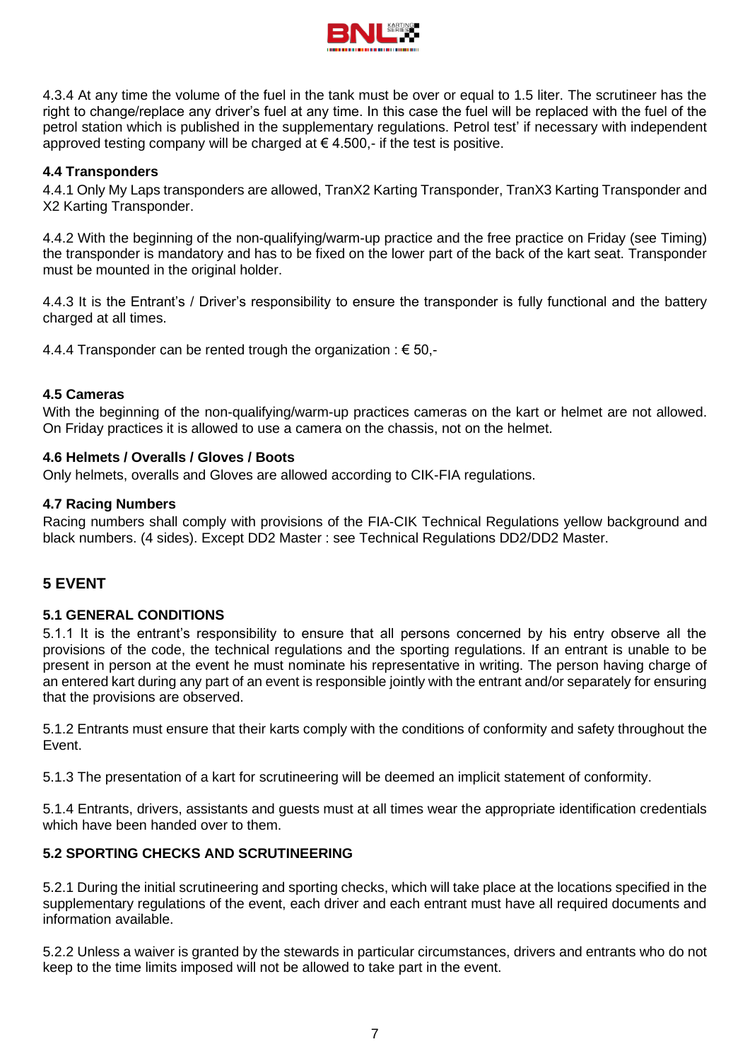4.3.4 At any time the volume of the fuel in the tank must be over or equal to 1.5 liter. The scrutineer has the right to change/replace any driver's fuel at any time. In this case the fuel will be replaced with the fuel of the petrol station which is published in the supplementary regulations. Petrol test' if necessary with independent approved testing company will be charged at € 4.500,- if the test is positive.

### 4.4 Transponders

4.4.1 Only My Laps transponders are allowed, TranX2 Karting Transponder, TranX3 Karting Transponder and X2 Karting Transponder.

4.4.2 With the beginning of the non-qualifying/warm-up practice and the free practice on Friday (see Timing) the transponder is mandatory and has to be fixed on the lower part of the back of the kart seat. Transponder must be mounted in the original holder.

4.4.3 It is the Entrant's / Driver's responsibility to ensure the transponder is fully functional and the battery charged at all times.

4.4.4 Transponder can be rented trough the organization : € 50,-

### 4.5 Cameras

With the beginning of the non-qualifying/warm-up practices cameras on the kart or helmet are not allowed. On Friday practices it is allowed to use a camera on the chassis, not on the helmet.

### 4.6 Helmets / Overalls / Gloves / Boots

Only helmets, overalls and Gloves are allowed according to CIK-FIA regulations.

### 4.7 Racing Numbers

Racing numbers shall comply with provisions of the FIA-CIK Technical Regulations yellow background and black numbers. (4 sides). Except DD2 Master : see Technical Regulations DD2/DD2 Master.

## 5 EVENT

### 5.1 GENERAL CONDITIONS

5.1.1 It is the entrant's responsibility to ensure that all persons concerned by his entry observe all the provisions of the code, the technical regulations and the sporting regulations. If an entrant is unable to be present in person at the event he must nominate his representative in writing. The person having charge of an entered kart during any part of an event is responsible jointly with the entrant and/or separately for ensuring that the provisions are observed.

5.1.2 Entrants must ensure that their karts comply with the conditions of conformity and safety throughout the Event.

5.1.3 The presentation of a kart for scrutineering will be deemed an implicit statement of conformity.

5.1.4 Entrants, drivers, assistants and guests must at all times wear the appropriate identification credentials which have been handed over to them.

### 5.2 SPORTING CHECKS AND SCRUTINEERING

5.2.1 During the initial scrutineering and sporting checks, which will take place at the locations specified in the supplementary regulations of the event, each driver and each entrant must have all required documents and information available.

5.2.2 Unless a waiver is granted by the stewards in particular circumstances, drivers and entrants who do not keep to the time limits imposed will not be allowed to take part in the event.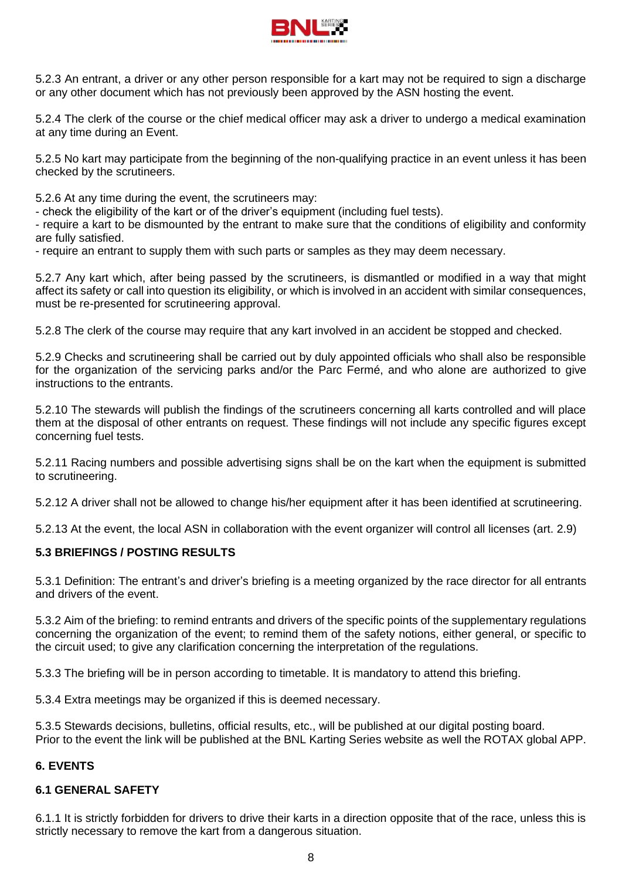5.2.3 An entrant, a driver or any other person responsible for a kart may not be required to sign a discharge or any other document which has not previously been approved by the ASN hosting the event.

5.2.4 The clerk of the course or the chief medical officer may ask a driver to undergo a medical examination at any time during an Event.

5.2.5 No kart may participate from the beginning of the non-qualifying practice in an event unless it has been checked by the scrutineers.

5.2.6 At any time during the event, the scrutineers may:
- check the eligibility of the kart or of the driver's equipment (including fuel tests).
- require a kart to be dismounted by the entrant to make sure that the conditions of eligibility and conformity are fully satisfied.
- require an entrant to supply them with such parts or samples as they may deem necessary.

5.2.7 Any kart which, after being passed by the scrutineers, is dismantled or modified in a way that might affect its safety or call into question its eligibility, or which is involved in an accident with similar consequences, must be re-presented for scrutineering approval.

5.2.8 The clerk of the course may require that any kart involved in an accident be stopped and checked.

5.2.9 Checks and scrutineering shall be carried out by duly appointed officials who shall also be responsible for the organization of the servicing parks and/or the Parc Fermé, and who alone are authorized to give instructions to the entrants.

5.2.10 The stewards will publish the findings of the scrutineers concerning all karts controlled and will place them at the disposal of other entrants on request. These findings will not include any specific figures except concerning fuel tests.

5.2.11 Racing numbers and possible advertising signs shall be on the kart when the equipment is submitted to scrutineering.

5.2.12 A driver shall not be allowed to change his/her equipment after it has been identified at scrutineering.

5.2.13 At the event, the local ASN in collaboration with the event organizer will control all licenses (art. 2.9)

### 5.3 BRIEFINGS / POSTING RESULTS

5.3.1 Definition: The entrant's and driver's briefing is a meeting organized by the race director for all entrants and drivers of the event.

5.3.2 Aim of the briefing: to remind entrants and drivers of the specific points of the supplementary regulations concerning the organization of the event; to remind them of the safety notions, either general, or specific to the circuit used; to give any clarification concerning the interpretation of the regulations.

5.3.3 The briefing will be in person according to timetable. It is mandatory to attend this briefing.

5.3.4 Extra meetings may be organized if this is deemed necessary.

5.3.5 Stewards decisions, bulletins, official results, etc., will be published at our digital posting board.
Prior to the event the link will be published at the BNL Karting Series website as well the ROTAX global APP.

## 6. EVENTS

### 6.1 GENERAL SAFETY

6.1.1 It is strictly forbidden for drivers to drive their karts in a direction opposite that of the race, unless this is strictly necessary to remove the kart from a dangerous situation.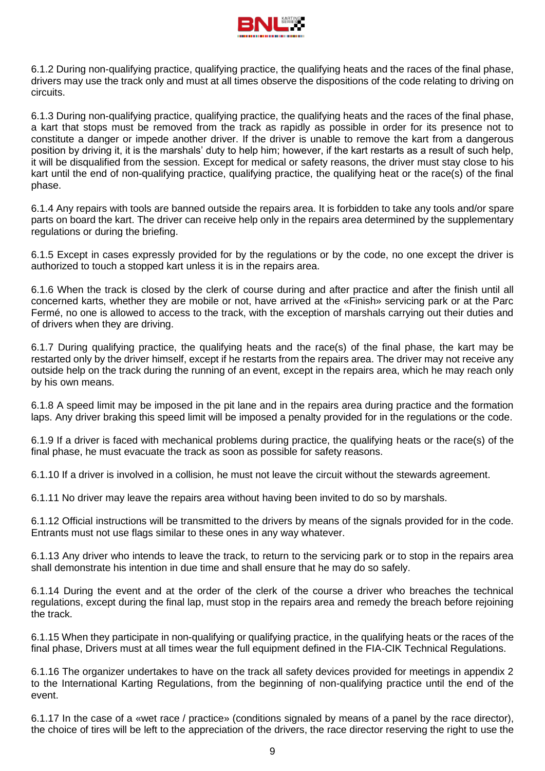6.1.2 During non-qualifying practice, qualifying practice, the qualifying heats and the races of the final phase, drivers may use the track only and must at all times observe the dispositions of the code relating to driving on circuits.

6.1.3 During non-qualifying practice, qualifying practice, the qualifying heats and the races of the final phase, a kart that stops must be removed from the track as rapidly as possible in order for its presence not to constitute a danger or impede another driver. If the driver is unable to remove the kart from a dangerous position by driving it, it is the marshals' duty to help him; however, if the kart restarts as a result of such help, it will be disqualified from the session. Except for medical or safety reasons, the driver must stay close to his kart until the end of non-qualifying practice, qualifying practice, the qualifying heat or the race(s) of the final phase.

6.1.4 Any repairs with tools are banned outside the repairs area. It is forbidden to take any tools and/or spare parts on board the kart. The driver can receive help only in the repairs area determined by the supplementary regulations or during the briefing.

6.1.5 Except in cases expressly provided for by the regulations or by the code, no one except the driver is authorized to touch a stopped kart unless it is in the repairs area.

6.1.6 When the track is closed by the clerk of course during and after practice and after the finish until all concerned karts, whether they are mobile or not, have arrived at the «Finish» servicing park or at the Parc Fermé, no one is allowed to access to the track, with the exception of marshals carrying out their duties and of drivers when they are driving.

6.1.7 During qualifying practice, the qualifying heats and the race(s) of the final phase, the kart may be restarted only by the driver himself, except if he restarts from the repairs area. The driver may not receive any outside help on the track during the running of an event, except in the repairs area, which he may reach only by his own means.

6.1.8 A speed limit may be imposed in the pit lane and in the repairs area during practice and the formation laps. Any driver braking this speed limit will be imposed a penalty provided for in the regulations or the code.

6.1.9 If a driver is faced with mechanical problems during practice, the qualifying heats or the race(s) of the final phase, he must evacuate the track as soon as possible for safety reasons.

6.1.10 If a driver is involved in a collision, he must not leave the circuit without the stewards agreement.

6.1.11 No driver may leave the repairs area without having been invited to do so by marshals.

6.1.12 Official instructions will be transmitted to the drivers by means of the signals provided for in the code. Entrants must not use flags similar to these ones in any way whatever.

6.1.13 Any driver who intends to leave the track, to return to the servicing park or to stop in the repairs area shall demonstrate his intention in due time and shall ensure that he may do so safely.

6.1.14 During the event and at the order of the clerk of the course a driver who breaches the technical regulations, except during the final lap, must stop in the repairs area and remedy the breach before rejoining the track.

6.1.15 When they participate in non-qualifying or qualifying practice, in the qualifying heats or the races of the final phase, Drivers must at all times wear the full equipment defined in the FIA-CIK Technical Regulations.

6.1.16 The organizer undertakes to have on the track all safety devices provided for meetings in appendix 2 to the International Karting Regulations, from the beginning of non-qualifying practice until the end of the event.

6.1.17 In the case of a «wet race / practice» (conditions signaled by means of a panel by the race director), the choice of tires will be left to the appreciation of the drivers, the race director reserving the right to use the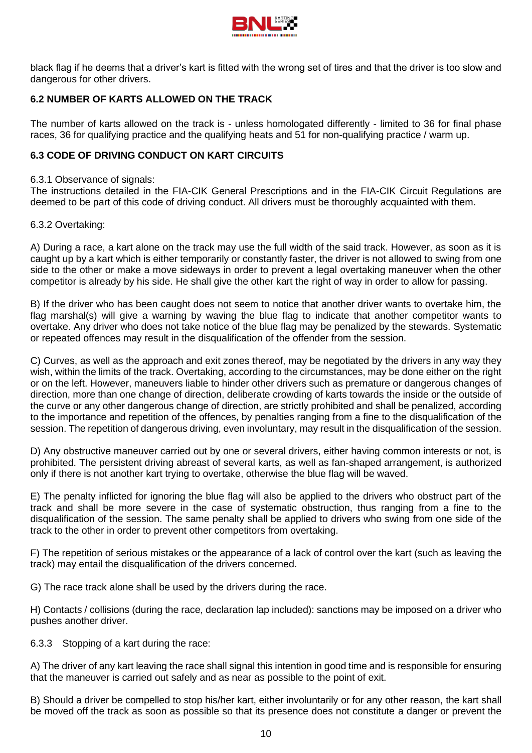black flag if he deems that a driver's kart is fitted with the wrong set of tires and that the driver is too slow and dangerous for other drivers.

### 6.2 NUMBER OF KARTS ALLOWED ON THE TRACK

The number of karts allowed on the track is - unless homologated differently - limited to 36 for final phase races, 36 for qualifying practice and the qualifying heats and 51 for non-qualifying practice / warm up.

### 6.3 CODE OF DRIVING CONDUCT ON KART CIRCUITS

6.3.1 Observance of signals:
The instructions detailed in the FIA-CIK General Prescriptions and in the FIA-CIK Circuit Regulations are deemed to be part of this code of driving conduct. All drivers must be thoroughly acquainted with them.

6.3.2 Overtaking:

A) During a race, a kart alone on the track may use the full width of the said track. However, as soon as it is caught up by a kart which is either temporarily or constantly faster, the driver is not allowed to swing from one side to the other or make a move sideways in order to prevent a legal overtaking maneuver when the other competitor is already by his side. He shall give the other kart the right of way in order to allow for passing.

B) If the driver who has been caught does not seem to notice that another driver wants to overtake him, the flag marshal(s) will give a warning by waving the blue flag to indicate that another competitor wants to overtake. Any driver who does not take notice of the blue flag may be penalized by the stewards. Systematic or repeated offences may result in the disqualification of the offender from the session.

C) Curves, as well as the approach and exit zones thereof, may be negotiated by the drivers in any way they wish, within the limits of the track. Overtaking, according to the circumstances, may be done either on the right or on the left. However, maneuvers liable to hinder other drivers such as premature or dangerous changes of direction, more than one change of direction, deliberate crowding of karts towards the inside or the outside of the curve or any other dangerous change of direction, are strictly prohibited and shall be penalized, according to the importance and repetition of the offences, by penalties ranging from a fine to the disqualification of the session. The repetition of dangerous driving, even involuntary, may result in the disqualification of the session.

D) Any obstructive maneuver carried out by one or several drivers, either having common interests or not, is prohibited. The persistent driving abreast of several karts, as well as fan-shaped arrangement, is authorized only if there is not another kart trying to overtake, otherwise the blue flag will be waved.

E) The penalty inflicted for ignoring the blue flag will also be applied to the drivers who obstruct part of the track and shall be more severe in the case of systematic obstruction, thus ranging from a fine to the disqualification of the session. The same penalty shall be applied to drivers who swing from one side of the track to the other in order to prevent other competitors from overtaking.

F) The repetition of serious mistakes or the appearance of a lack of control over the kart (such as leaving the track) may entail the disqualification of the drivers concerned.

G) The race track alone shall be used by the drivers during the race.

H) Contacts / collisions (during the race, declaration lap included): sanctions may be imposed on a driver who pushes another driver.

6.3.3 Stopping of a kart during the race:

A) The driver of any kart leaving the race shall signal this intention in good time and is responsible for ensuring that the maneuver is carried out safely and as near as possible to the point of exit.

B) Should a driver be compelled to stop his/her kart, either involuntarily or for any other reason, the kart shall be moved off the track as soon as possible so that its presence does not constitute a danger or prevent the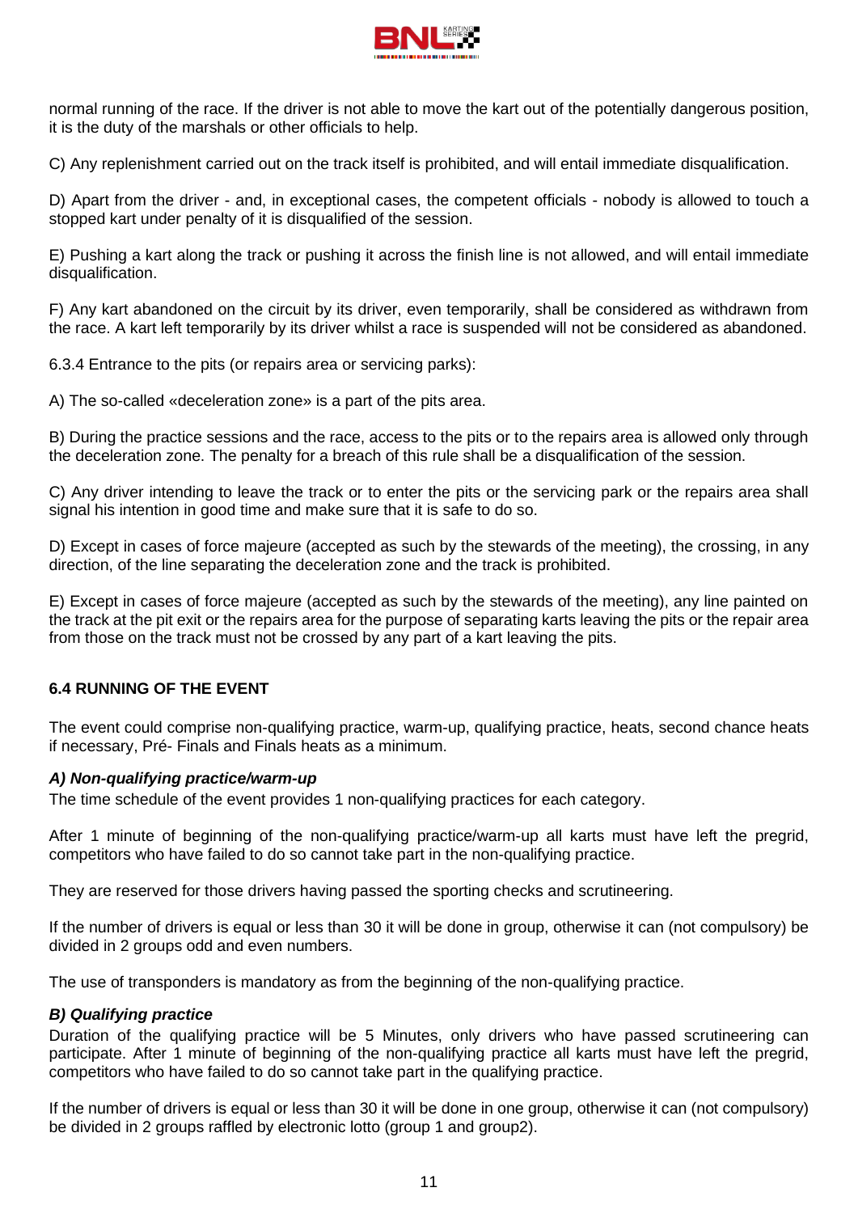normal running of the race. If the driver is not able to move the kart out of the potentially dangerous position, it is the duty of the marshals or other officials to help.

C) Any replenishment carried out on the track itself is prohibited, and will entail immediate disqualification.

D) Apart from the driver - and, in exceptional cases, the competent officials - nobody is allowed to touch a stopped kart under penalty of it is disqualified of the session.

E) Pushing a kart along the track or pushing it across the finish line is not allowed, and will entail immediate disqualification.

F) Any kart abandoned on the circuit by its driver, even temporarily, shall be considered as withdrawn from the race. A kart left temporarily by its driver whilst a race is suspended will not be considered as abandoned.

6.3.4 Entrance to the pits (or repairs area or servicing parks):

A) The so-called «deceleration zone» is a part of the pits area.

B) During the practice sessions and the race, access to the pits or to the repairs area is allowed only through the deceleration zone. The penalty for a breach of this rule shall be a disqualification of the session.

C) Any driver intending to leave the track or to enter the pits or the servicing park or the repairs area shall signal his intention in good time and make sure that it is safe to do so.

D) Except in cases of force majeure (accepted as such by the stewards of the meeting), the crossing, in any direction, of the line separating the deceleration zone and the track is prohibited.

E) Except in cases of force majeure (accepted as such by the stewards of the meeting), any line painted on the track at the pit exit or the repairs area for the purpose of separating karts leaving the pits or the repair area from those on the track must not be crossed by any part of a kart leaving the pits.

**6.4 RUNNING OF THE EVENT**

The event could comprise non-qualifying practice, warm-up, qualifying practice, heats, second chance heats if necessary, Pré- Finals and Finals heats as a minimum.

***A) Non-qualifying practice/warm-up***

The time schedule of the event provides 1 non-qualifying practices for each category.

After 1 minute of beginning of the non-qualifying practice/warm-up all karts must have left the pregrid, competitors who have failed to do so cannot take part in the non-qualifying practice.

They are reserved for those drivers having passed the sporting checks and scrutineering.

If the number of drivers is equal or less than 30 it will be done in group, otherwise it can (not compulsory) be divided in 2 groups odd and even numbers.

The use of transponders is mandatory as from the beginning of the non-qualifying practice.

***B) Qualifying practice***

Duration of the qualifying practice will be 5 Minutes, only drivers who have passed scrutineering can participate. After 1 minute of beginning of the non-qualifying practice all karts must have left the pregrid, competitors who have failed to do so cannot take part in the qualifying practice.

If the number of drivers is equal or less than 30 it will be done in one group, otherwise it can (not compulsory) be divided in 2 groups raffled by electronic lotto (group 1 and group2).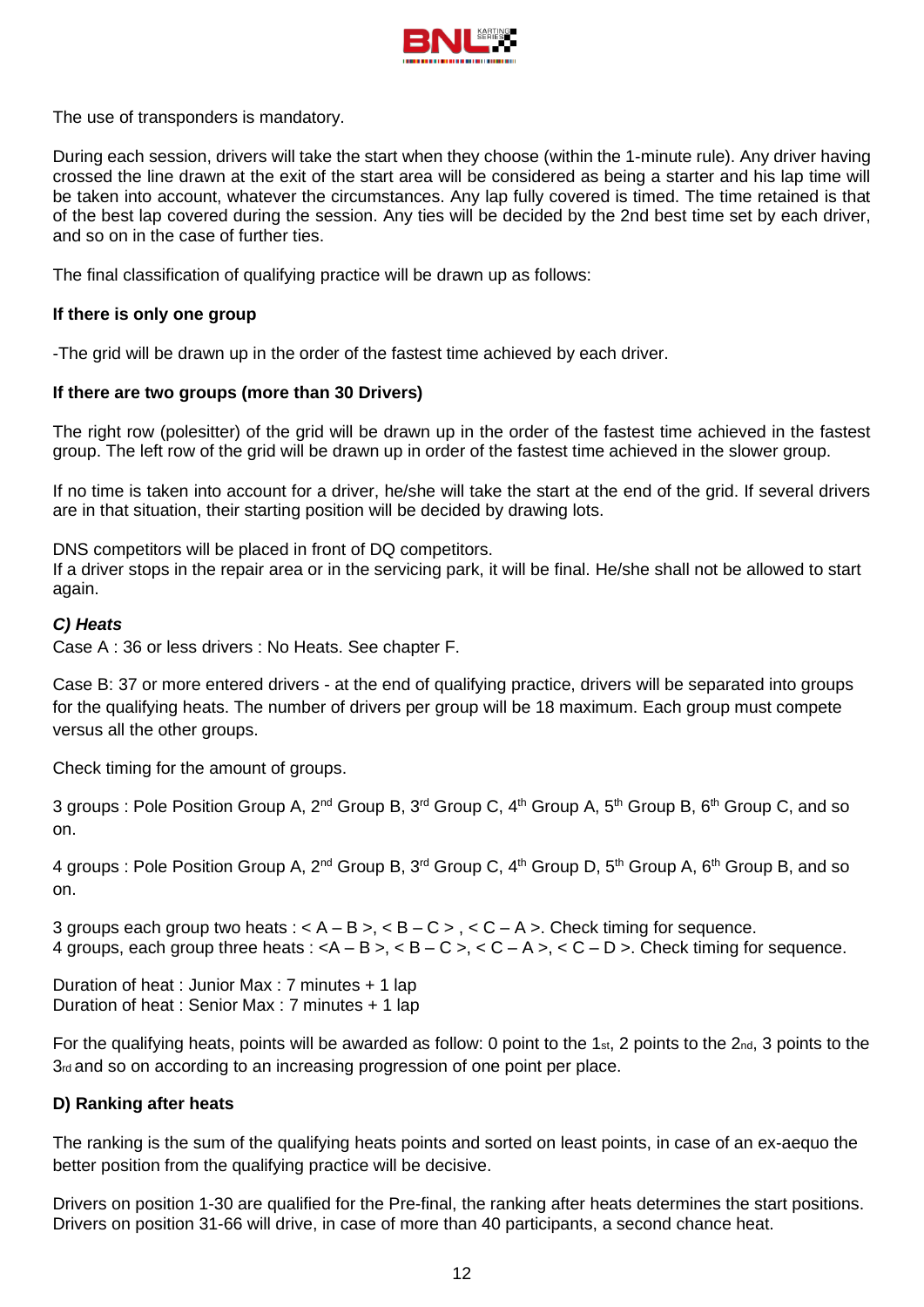The use of transponders is mandatory.

During each session, drivers will take the start when they choose (within the 1-minute rule). Any driver having crossed the line drawn at the exit of the start area will be considered as being a starter and his lap time will be taken into account, whatever the circumstances. Any lap fully covered is timed. The time retained is that of the best lap covered during the session. Any ties will be decided by the 2nd best time set by each driver, and so on in the case of further ties.

The final classification of qualifying practice will be drawn up as follows:

**If there is only one group**

-The grid will be drawn up in the order of the fastest time achieved by each driver.

**If there are two groups (more than 30 Drivers)**

The right row (polesitter) of the grid will be drawn up in the order of the fastest time achieved in the fastest group. The left row of the grid will be drawn up in order of the fastest time achieved in the slower group.

If no time is taken into account for a driver, he/she will take the start at the end of the grid. If several drivers are in that situation, their starting position will be decided by drawing lots.

DNS competitors will be placed in front of DQ competitors.
If a driver stops in the repair area or in the servicing park, it will be final. He/she shall not be allowed to start again.

***C) Heats***

Case A : 36 or less drivers : No Heats. See chapter F.

Case B: 37 or more entered drivers - at the end of qualifying practice, drivers will be separated into groups for the qualifying heats. The number of drivers per group will be 18 maximum. Each group must compete versus all the other groups.

Check timing for the amount of groups.

3 groups : Pole Position Group A, 2nd Group B, 3rd Group C, 4th Group A, 5th Group B, 6th Group C, and so on.

4 groups : Pole Position Group A, 2nd Group B, 3rd Group C, 4th Group D, 5th Group A, 6th Group B, and so on.

3 groups each group two heats : < A – B >, < B – C > , < C – A >. Check timing for sequence.
4 groups, each group three heats : <A – B >, < B – C >, < C – A >, < C – D >. Check timing for sequence.

Duration of heat : Junior Max : 7 minutes + 1 lap
Duration of heat : Senior Max : 7 minutes + 1 lap

For the qualifying heats, points will be awarded as follow: 0 point to the 1st, 2 points to the 2nd, 3 points to the 3rd and so on according to an increasing progression of one point per place.

**D) Ranking after heats**

The ranking is the sum of the qualifying heats points and sorted on least points, in case of an ex-aequo the better position from the qualifying practice will be decisive.

Drivers on position 1-30 are qualified for the Pre-final, the ranking after heats determines the start positions.
Drivers on position 31-66 will drive, in case of more than 40 participants, a second chance heat.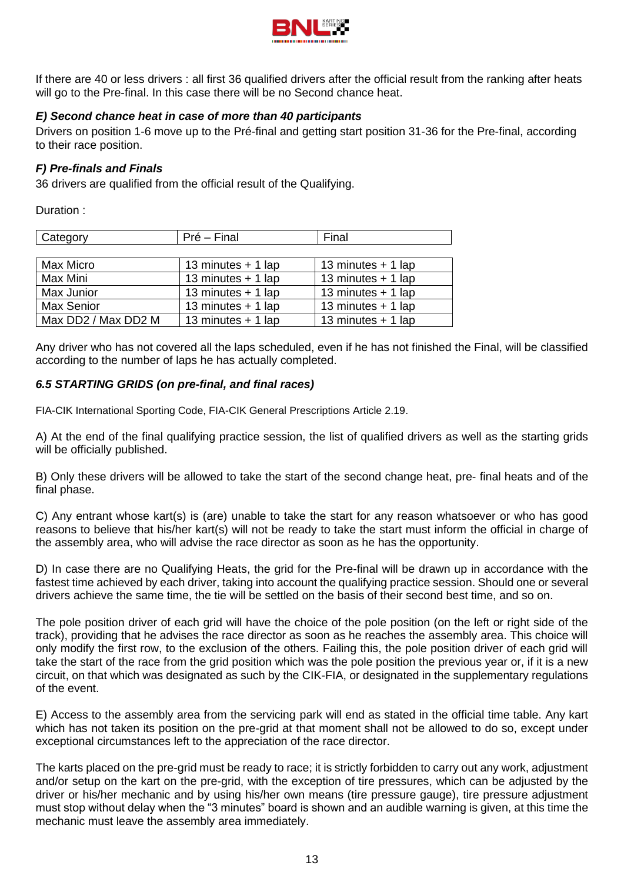If there are 40 or less drivers : all first 36 qualified drivers after the official result from the ranking after heats will go to the Pre-final. In this case there will be no Second chance heat.

### *E) Second chance heat in case of more than 40 participants*

Drivers on position 1-6 move up to the Pré-final and getting start position 31-36 for the Pre-final, according to their race position.

### *F) Pre-finals and Finals*

36 drivers are qualified from the official result of the Qualifying.

Duration :

| Category | Pré – Final | Final |
| --- | --- | --- |
| Max Micro | 13 minutes + 1 lap | 13 minutes + 1 lap |
| Max Mini | 13 minutes + 1 lap | 13 minutes + 1 lap |
| Max Junior | 13 minutes + 1 lap | 13 minutes + 1 lap |
| Max Senior | 13 minutes + 1 lap | 13 minutes + 1 lap |
| Max DD2 / Max DD2 M | 13 minutes + 1 lap | 13 minutes + 1 lap |

Any driver who has not covered all the laps scheduled, even if he has not finished the Final, will be classified according to the number of laps he has actually completed.

### *6.5 STARTING GRIDS (on pre-final, and final races)*

FIA-CIK International Sporting Code, FIA-CIK General Prescriptions Article 2.19.

A) At the end of the final qualifying practice session, the list of qualified drivers as well as the starting grids will be officially published.

B) Only these drivers will be allowed to take the start of the second change heat, pre- final heats and of the final phase.

C) Any entrant whose kart(s) is (are) unable to take the start for any reason whatsoever or who has good reasons to believe that his/her kart(s) will not be ready to take the start must inform the official in charge of the assembly area, who will advise the race director as soon as he has the opportunity.

D) In case there are no Qualifying Heats, the grid for the Pre-final will be drawn up in accordance with the fastest time achieved by each driver, taking into account the qualifying practice session. Should one or several drivers achieve the same time, the tie will be settled on the basis of their second best time, and so on.

The pole position driver of each grid will have the choice of the pole position (on the left or right side of the track), providing that he advises the race director as soon as he reaches the assembly area. This choice will only modify the first row, to the exclusion of the others. Failing this, the pole position driver of each grid will take the start of the race from the grid position which was the pole position the previous year or, if it is a new circuit, on that which was designated as such by the CIK-FIA, or designated in the supplementary regulations of the event.

E) Access to the assembly area from the servicing park will end as stated in the official time table. Any kart which has not taken its position on the pre-grid at that moment shall not be allowed to do so, except under exceptional circumstances left to the appreciation of the race director.

The karts placed on the pre-grid must be ready to race; it is strictly forbidden to carry out any work, adjustment and/or setup on the kart on the pre-grid, with the exception of tire pressures, which can be adjusted by the driver or his/her mechanic and by using his/her own means (tire pressure gauge), tire pressure adjustment must stop without delay when the "3 minutes" board is shown and an audible warning is given, at this time the mechanic must leave the assembly area immediately.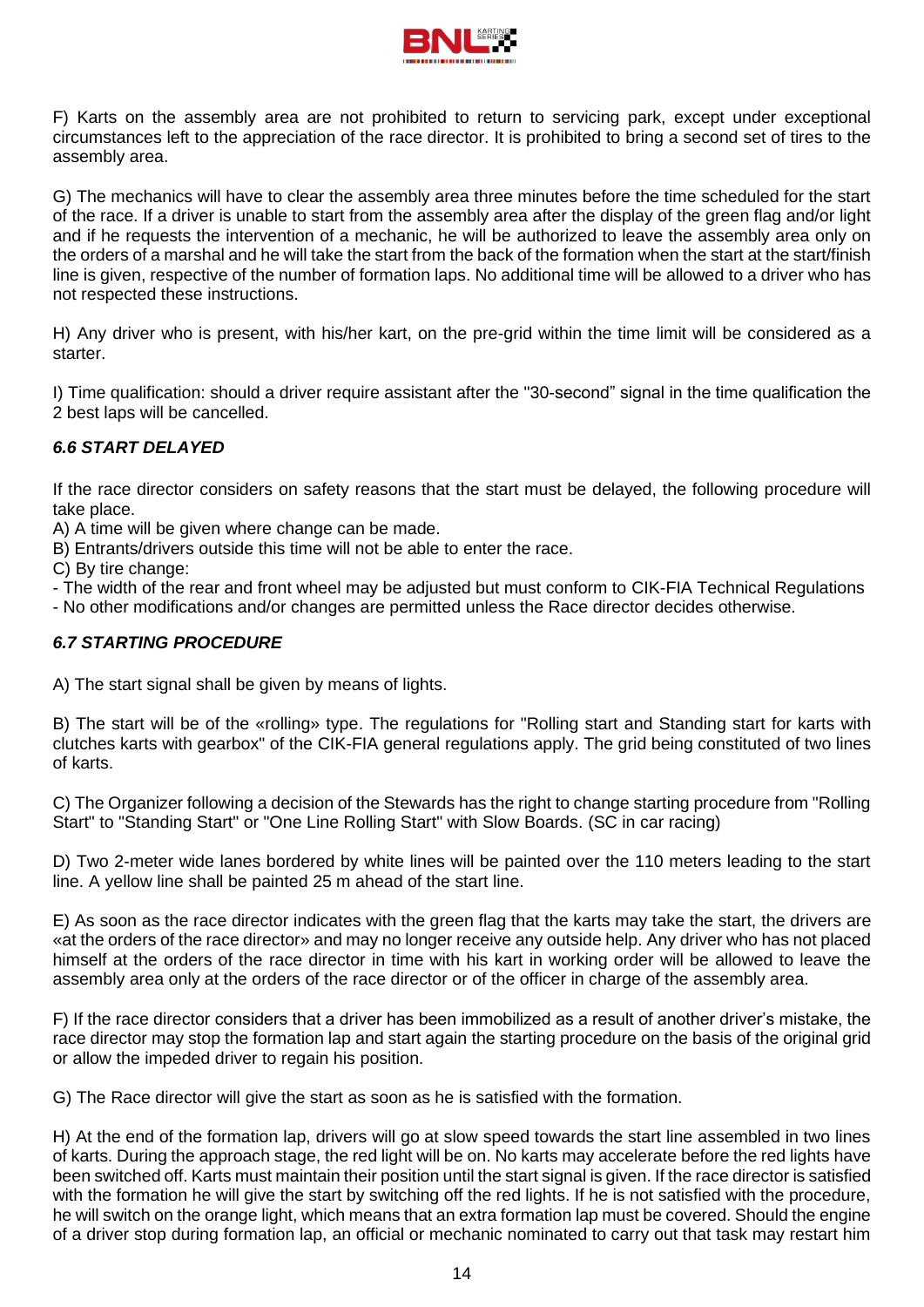F) Karts on the assembly area are not prohibited to return to servicing park, except under exceptional circumstances left to the appreciation of the race director. It is prohibited to bring a second set of tires to the assembly area.

G) The mechanics will have to clear the assembly area three minutes before the time scheduled for the start of the race. If a driver is unable to start from the assembly area after the display of the green flag and/or light and if he requests the intervention of a mechanic, he will be authorized to leave the assembly area only on the orders of a marshal and he will take the start from the back of the formation when the start at the start/finish line is given, respective of the number of formation laps. No additional time will be allowed to a driver who has not respected these instructions.

H) Any driver who is present, with his/her kart, on the pre-grid within the time limit will be considered as a starter.

I) Time qualification: should a driver require assistant after the "30-second" signal in the time qualification the 2 best laps will be cancelled.

### *6.6 START DELAYED*

If the race director considers on safety reasons that the start must be delayed, the following procedure will take place.

A) A time will be given where change can be made.
B) Entrants/drivers outside this time will not be able to enter the race.
C) By tire change:
- The width of the rear and front wheel may be adjusted but must conform to CIK-FIA Technical Regulations
- No other modifications and/or changes are permitted unless the Race director decides otherwise.

### *6.7 STARTING PROCEDURE*

A) The start signal shall be given by means of lights.

B) The start will be of the «rolling» type. The regulations for "Rolling start and Standing start for karts with clutches karts with gearbox" of the CIK-FIA general regulations apply. The grid being constituted of two lines of karts.

C) The Organizer following a decision of the Stewards has the right to change starting procedure from "Rolling Start" to "Standing Start" or "One Line Rolling Start" with Slow Boards. (SC in car racing)

D) Two 2-meter wide lanes bordered by white lines will be painted over the 110 meters leading to the start line. A yellow line shall be painted 25 m ahead of the start line.

E) As soon as the race director indicates with the green flag that the karts may take the start, the drivers are «at the orders of the race director» and may no longer receive any outside help. Any driver who has not placed himself at the orders of the race director in time with his kart in working order will be allowed to leave the assembly area only at the orders of the race director or of the officer in charge of the assembly area.

F) If the race director considers that a driver has been immobilized as a result of another driver's mistake, the race director may stop the formation lap and start again the starting procedure on the basis of the original grid or allow the impeded driver to regain his position.

G) The Race director will give the start as soon as he is satisfied with the formation.

H) At the end of the formation lap, drivers will go at slow speed towards the start line assembled in two lines of karts. During the approach stage, the red light will be on. No karts may accelerate before the red lights have been switched off. Karts must maintain their position until the start signal is given. If the race director is satisfied with the formation he will give the start by switching off the red lights. If he is not satisfied with the procedure, he will switch on the orange light, which means that an extra formation lap must be covered. Should the engine of a driver stop during formation lap, an official or mechanic nominated to carry out that task may restart him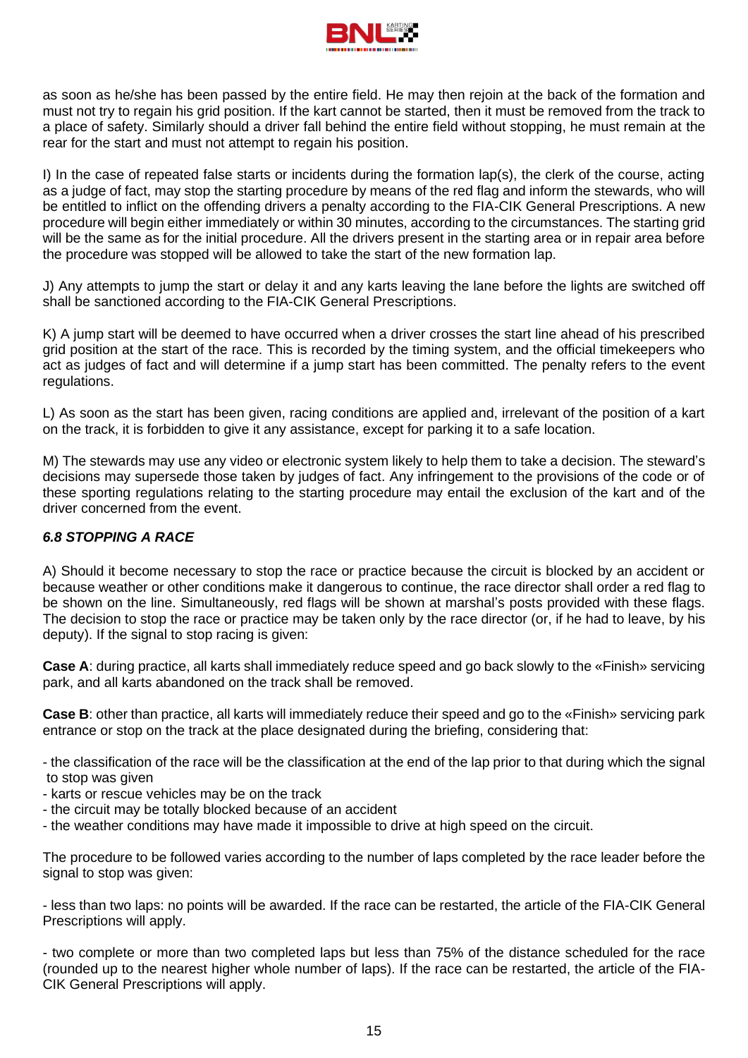as soon as he/she has been passed by the entire field. He may then rejoin at the back of the formation and must not try to regain his grid position. If the kart cannot be started, then it must be removed from the track to a place of safety. Similarly should a driver fall behind the entire field without stopping, he must remain at the rear for the start and must not attempt to regain his position.

I) In the case of repeated false starts or incidents during the formation lap(s), the clerk of the course, acting as a judge of fact, may stop the starting procedure by means of the red flag and inform the stewards, who will be entitled to inflict on the offending drivers a penalty according to the FIA-CIK General Prescriptions. A new procedure will begin either immediately or within 30 minutes, according to the circumstances. The starting grid will be the same as for the initial procedure. All the drivers present in the starting area or in repair area before the procedure was stopped will be allowed to take the start of the new formation lap.

J) Any attempts to jump the start or delay it and any karts leaving the lane before the lights are switched off shall be sanctioned according to the FIA-CIK General Prescriptions.

K) A jump start will be deemed to have occurred when a driver crosses the start line ahead of his prescribed grid position at the start of the race. This is recorded by the timing system, and the official timekeepers who act as judges of fact and will determine if a jump start has been committed. The penalty refers to the event regulations.

L) As soon as the start has been given, racing conditions are applied and, irrelevant of the position of a kart on the track, it is forbidden to give it any assistance, except for parking it to a safe location.

M) The stewards may use any video or electronic system likely to help them to take a decision. The steward's decisions may supersede those taken by judges of fact. Any infringement to the provisions of the code or of these sporting regulations relating to the starting procedure may entail the exclusion of the kart and of the driver concerned from the event.

### *6.8 STOPPING A RACE*

A) Should it become necessary to stop the race or practice because the circuit is blocked by an accident or because weather or other conditions make it dangerous to continue, the race director shall order a red flag to be shown on the line. Simultaneously, red flags will be shown at marshal's posts provided with these flags. The decision to stop the race or practice may be taken only by the race director (or, if he had to leave, by his deputy). If the signal to stop racing is given:

**Case A**: during practice, all karts shall immediately reduce speed and go back slowly to the «Finish» servicing park, and all karts abandoned on the track shall be removed.

**Case B**: other than practice, all karts will immediately reduce their speed and go to the «Finish» servicing park entrance or stop on the track at the place designated during the briefing, considering that:

- the classification of the race will be the classification at the end of the lap prior to that during which the signal to stop was given
- karts or rescue vehicles may be on the track
- the circuit may be totally blocked because of an accident
- the weather conditions may have made it impossible to drive at high speed on the circuit.

The procedure to be followed varies according to the number of laps completed by the race leader before the signal to stop was given:

- less than two laps: no points will be awarded. If the race can be restarted, the article of the FIA-CIK General Prescriptions will apply.

- two complete or more than two completed laps but less than 75% of the distance scheduled for the race (rounded up to the nearest higher whole number of laps). If the race can be restarted, the article of the FIA-CIK General Prescriptions will apply.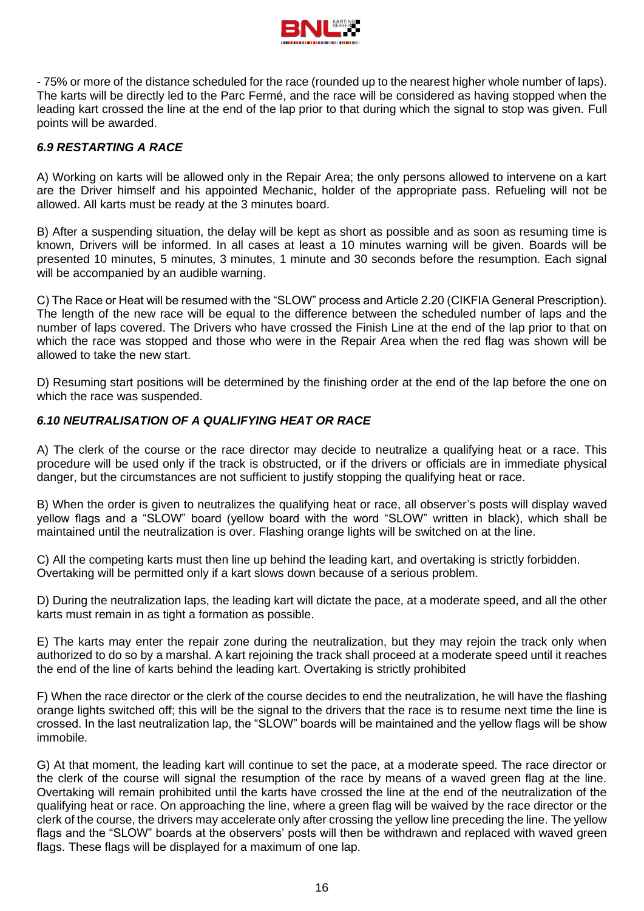- 75% or more of the distance scheduled for the race (rounded up to the nearest higher whole number of laps). The karts will be directly led to the Parc Fermé, and the race will be considered as having stopped when the leading kart crossed the line at the end of the lap prior to that during which the signal to stop was given. Full points will be awarded.

### *6.9 RESTARTING A RACE*

A) Working on karts will be allowed only in the Repair Area; the only persons allowed to intervene on a kart are the Driver himself and his appointed Mechanic, holder of the appropriate pass. Refueling will not be allowed. All karts must be ready at the 3 minutes board.

B) After a suspending situation, the delay will be kept as short as possible and as soon as resuming time is known, Drivers will be informed. In all cases at least a 10 minutes warning will be given. Boards will be presented 10 minutes, 5 minutes, 3 minutes, 1 minute and 30 seconds before the resumption. Each signal will be accompanied by an audible warning.

C) The Race or Heat will be resumed with the "SLOW" process and Article 2.20 (CIKFIA General Prescription). The length of the new race will be equal to the difference between the scheduled number of laps and the number of laps covered. The Drivers who have crossed the Finish Line at the end of the lap prior to that on which the race was stopped and those who were in the Repair Area when the red flag was shown will be allowed to take the new start.

D) Resuming start positions will be determined by the finishing order at the end of the lap before the one on which the race was suspended.

### *6.10 NEUTRALISATION OF A QUALIFYING HEAT OR RACE*

A) The clerk of the course or the race director may decide to neutralize a qualifying heat or a race. This procedure will be used only if the track is obstructed, or if the drivers or officials are in immediate physical danger, but the circumstances are not sufficient to justify stopping the qualifying heat or race.

B) When the order is given to neutralizes the qualifying heat or race, all observer's posts will display waved yellow flags and a "SLOW" board (yellow board with the word "SLOW" written in black), which shall be maintained until the neutralization is over. Flashing orange lights will be switched on at the line.

C) All the competing karts must then line up behind the leading kart, and overtaking is strictly forbidden. Overtaking will be permitted only if a kart slows down because of a serious problem.

D) During the neutralization laps, the leading kart will dictate the pace, at a moderate speed, and all the other karts must remain in as tight a formation as possible.

E) The karts may enter the repair zone during the neutralization, but they may rejoin the track only when authorized to do so by a marshal. A kart rejoining the track shall proceed at a moderate speed until it reaches the end of the line of karts behind the leading kart. Overtaking is strictly prohibited

F) When the race director or the clerk of the course decides to end the neutralization, he will have the flashing orange lights switched off; this will be the signal to the drivers that the race is to resume next time the line is crossed. In the last neutralization lap, the "SLOW" boards will be maintained and the yellow flags will be show immobile.

G) At that moment, the leading kart will continue to set the pace, at a moderate speed. The race director or the clerk of the course will signal the resumption of the race by means of a waved green flag at the line. Overtaking will remain prohibited until the karts have crossed the line at the end of the neutralization of the qualifying heat or race. On approaching the line, where a green flag will be waived by the race director or the clerk of the course, the drivers may accelerate only after crossing the yellow line preceding the line. The yellow flags and the "SLOW" boards at the observers' posts will then be withdrawn and replaced with waved green flags. These flags will be displayed for a maximum of one lap.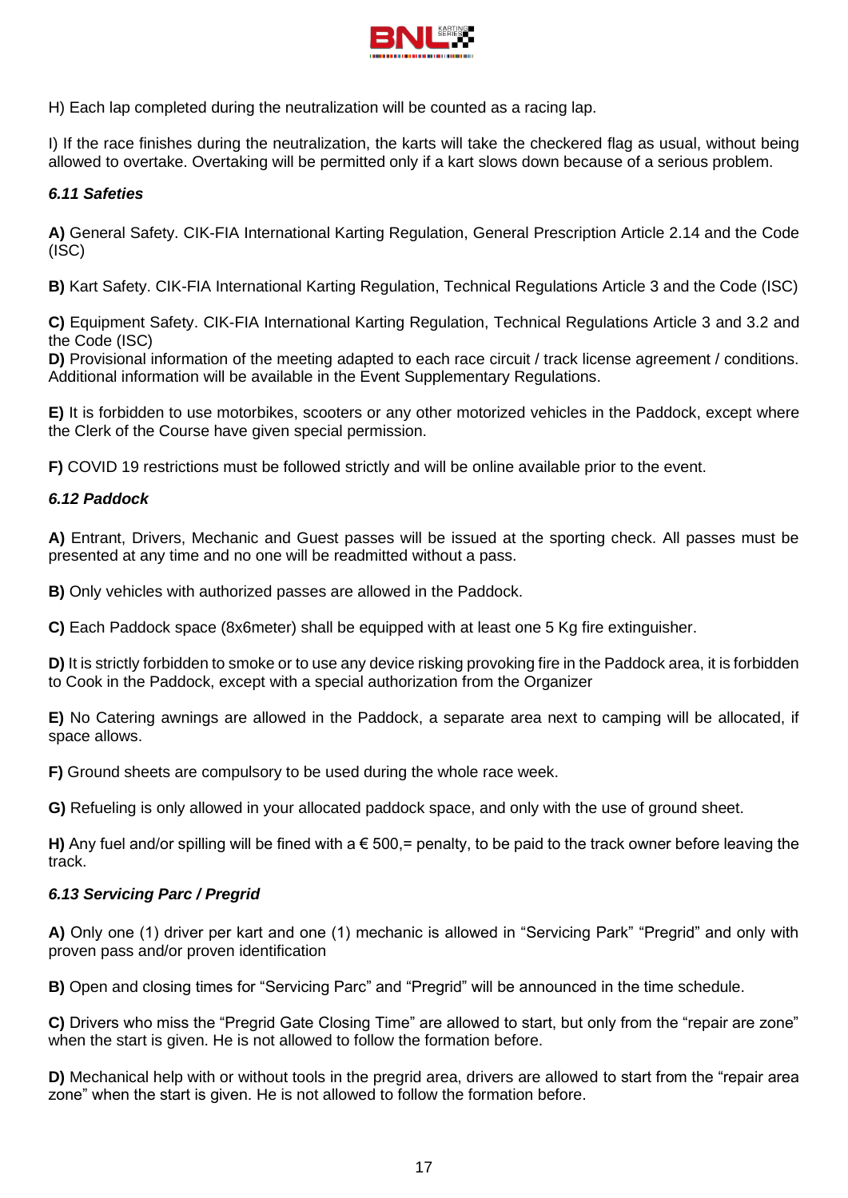H) Each lap completed during the neutralization will be counted as a racing lap.

I) If the race finishes during the neutralization, the karts will take the checkered flag as usual, without being allowed to overtake. Overtaking will be permitted only if a kart slows down because of a serious problem.

### *6.11 Safeties*

**A)** General Safety. CIK-FIA International Karting Regulation, General Prescription Article 2.14 and the Code (ISC)

**B)** Kart Safety. CIK-FIA International Karting Regulation, Technical Regulations Article 3 and the Code (ISC)

**C)** Equipment Safety. CIK-FIA International Karting Regulation, Technical Regulations Article 3 and 3.2 and the Code (ISC)
**D)** Provisional information of the meeting adapted to each race circuit / track license agreement / conditions. Additional information will be available in the Event Supplementary Regulations.

**E)** It is forbidden to use motorbikes, scooters or any other motorized vehicles in the Paddock, except where the Clerk of the Course have given special permission.

**F)** COVID 19 restrictions must be followed strictly and will be online available prior to the event.

### *6.12 Paddock*

**A)** Entrant, Drivers, Mechanic and Guest passes will be issued at the sporting check. All passes must be presented at any time and no one will be readmitted without a pass.

**B)** Only vehicles with authorized passes are allowed in the Paddock.

**C)** Each Paddock space (8x6meter) shall be equipped with at least one 5 Kg fire extinguisher.

**D)** It is strictly forbidden to smoke or to use any device risking provoking fire in the Paddock area, it is forbidden to Cook in the Paddock, except with a special authorization from the Organizer

**E)** No Catering awnings are allowed in the Paddock, a separate area next to camping will be allocated, if space allows.

**F)** Ground sheets are compulsory to be used during the whole race week.

**G)** Refueling is only allowed in your allocated paddock space, and only with the use of ground sheet.

**H)** Any fuel and/or spilling will be fined with a € 500,= penalty, to be paid to the track owner before leaving the track.

### *6.13 Servicing Parc / Pregrid*

**A)** Only one (1) driver per kart and one (1) mechanic is allowed in “Servicing Park” “Pregrid” and only with proven pass and/or proven identification

**B)** Open and closing times for “Servicing Parc” and “Pregrid” will be announced in the time schedule.

**C)** Drivers who miss the “Pregrid Gate Closing Time” are allowed to start, but only from the “repair are zone” when the start is given. He is not allowed to follow the formation before.

**D)** Mechanical help with or without tools in the pregrid area, drivers are allowed to start from the “repair area zone” when the start is given. He is not allowed to follow the formation before.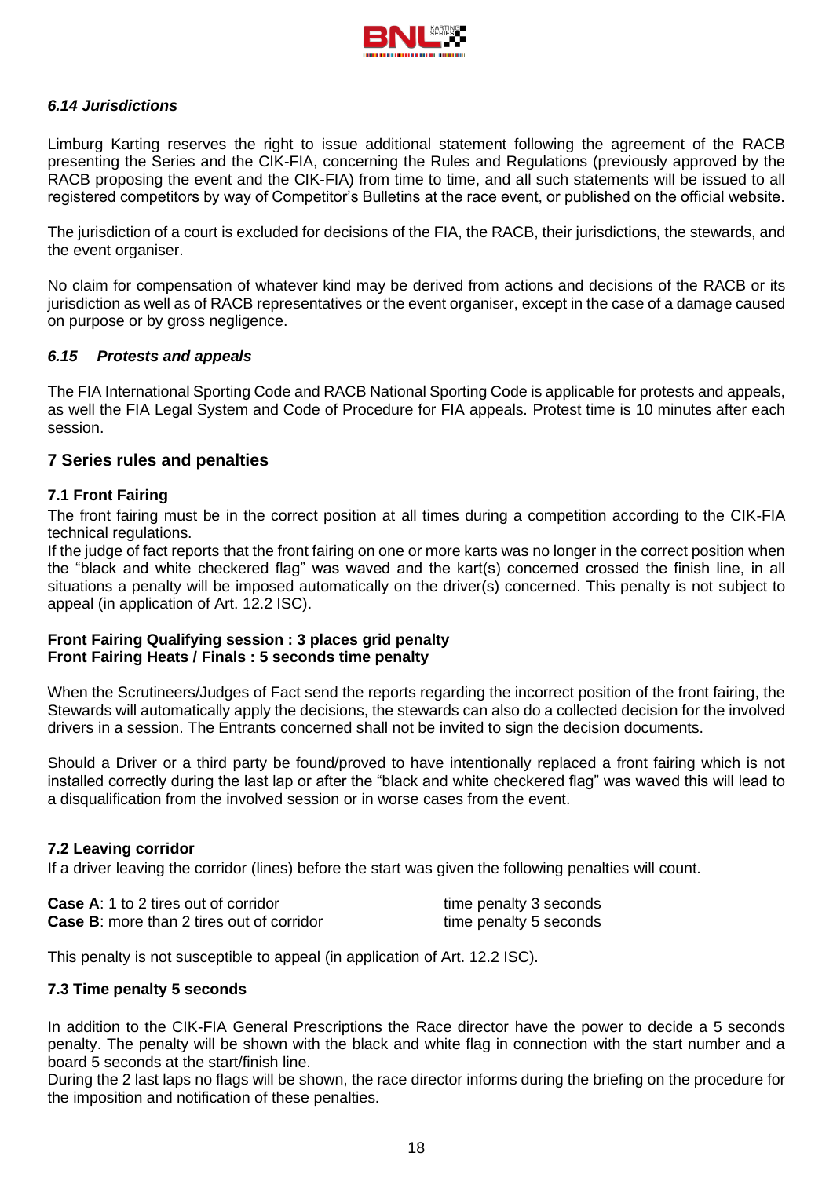### *6.14 Jurisdictions*

Limburg Karting reserves the right to issue additional statement following the agreement of the RACB presenting the Series and the CIK-FIA, concerning the Rules and Regulations (previously approved by the RACB proposing the event and the CIK-FIA) from time to time, and all such statements will be issued to all registered competitors by way of Competitor's Bulletins at the race event, or published on the official website.

The jurisdiction of a court is excluded for decisions of the FIA, the RACB, their jurisdictions, the stewards, and the event organiser.

No claim for compensation of whatever kind may be derived from actions and decisions of the RACB or its jurisdiction as well as of RACB representatives or the event organiser, except in the case of a damage caused on purpose or by gross negligence.

### *6.15 Protests and appeals*

The FIA International Sporting Code and RACB National Sporting Code is applicable for protests and appeals, as well the FIA Legal System and Code of Procedure for FIA appeals. Protest time is 10 minutes after each session.

## 7 Series rules and penalties

### 7.1 Front Fairing

The front fairing must be in the correct position at all times during a competition according to the CIK-FIA technical regulations.
If the judge of fact reports that the front fairing on one or more karts was no longer in the correct position when the "black and white checkered flag" was waved and the kart(s) concerned crossed the finish line, in all situations a penalty will be imposed automatically on the driver(s) concerned. This penalty is not subject to appeal (in application of Art. 12.2 ISC).

**Front Fairing Qualifying session : 3 places grid penalty**
**Front Fairing Heats / Finals : 5 seconds time penalty**

When the Scrutineers/Judges of Fact send the reports regarding the incorrect position of the front fairing, the Stewards will automatically apply the decisions, the stewards can also do a collected decision for the involved drivers in a session. The Entrants concerned shall not be invited to sign the decision documents.

Should a Driver or a third party be found/proved to have intentionally replaced a front fairing which is not installed correctly during the last lap or after the "black and white checkered flag" was waved this will lead to a disqualification from the involved session or in worse cases from the event.

### 7.2 Leaving corridor

If a driver leaving the corridor (lines) before the start was given the following penalties will count.

| | |
|---|---|
| **Case A**: 1 to 2 tires out of corridor | time penalty 3 seconds |
| **Case B**: more than 2 tires out of corridor | time penalty 5 seconds |

This penalty is not susceptible to appeal (in application of Art. 12.2 ISC).

### 7.3 Time penalty 5 seconds

In addition to the CIK-FIA General Prescriptions the Race director have the power to decide a 5 seconds penalty. The penalty will be shown with the black and white flag in connection with the start number and a board 5 seconds at the start/finish line.
During the 2 last laps no flags will be shown, the race director informs during the briefing on the procedure for the imposition and notification of these penalties.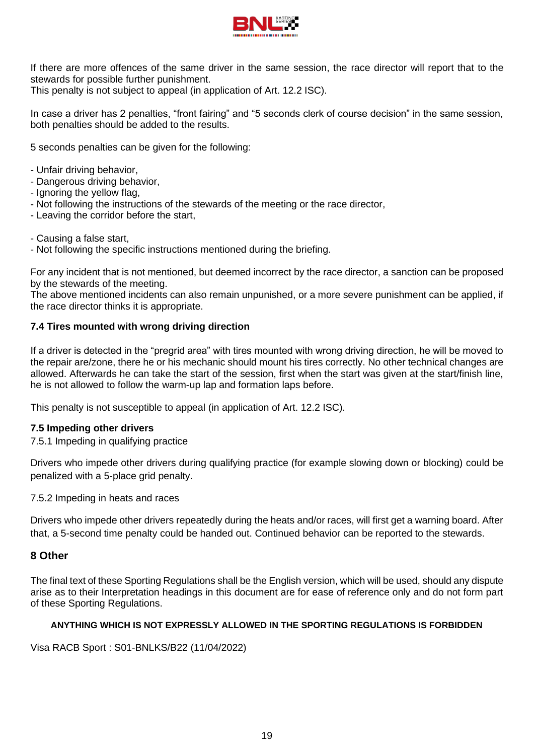If there are more offences of the same driver in the same session, the race director will report that to the stewards for possible further punishment.
This penalty is not subject to appeal (in application of Art. 12.2 ISC).

In case a driver has 2 penalties, "front fairing" and "5 seconds clerk of course decision" in the same session, both penalties should be added to the results.

5 seconds penalties can be given for the following:

- Unfair driving behavior,
- Dangerous driving behavior,
- Ignoring the yellow flag,
- Not following the instructions of the stewards of the meeting or the race director,
- Leaving the corridor before the start,

- Causing a false start,
- Not following the specific instructions mentioned during the briefing.

For any incident that is not mentioned, but deemed incorrect by the race director, a sanction can be proposed by the stewards of the meeting.
The above mentioned incidents can also remain unpunished, or a more severe punishment can be applied, if the race director thinks it is appropriate.

### 7.4 Tires mounted with wrong driving direction

If a driver is detected in the "pregrid area" with tires mounted with wrong driving direction, he will be moved to the repair are/zone, there he or his mechanic should mount his tires correctly. No other technical changes are allowed. Afterwards he can take the start of the session, first when the start was given at the start/finish line, he is not allowed to follow the warm-up lap and formation laps before.

This penalty is not susceptible to appeal (in application of Art. 12.2 ISC).

### 7.5 Impeding other drivers

7.5.1 Impeding in qualifying practice

Drivers who impede other drivers during qualifying practice (for example slowing down or blocking) could be penalized with a 5-place grid penalty.

7.5.2 Impeding in heats and races

Drivers who impede other drivers repeatedly during the heats and/or races, will first get a warning board. After that, a 5-second time penalty could be handed out. Continued behavior can be reported to the stewards.

## 8 Other

The final text of these Sporting Regulations shall be the English version, which will be used, should any dispute arise as to their Interpretation headings in this document are for ease of reference only and do not form part of these Sporting Regulations.

**ANYTHING WHICH IS NOT EXPRESSLY ALLOWED IN THE SPORTING REGULATIONS IS FORBIDDEN**

Visa RACB Sport : S01-BNLKS/B22 (11/04/2022)